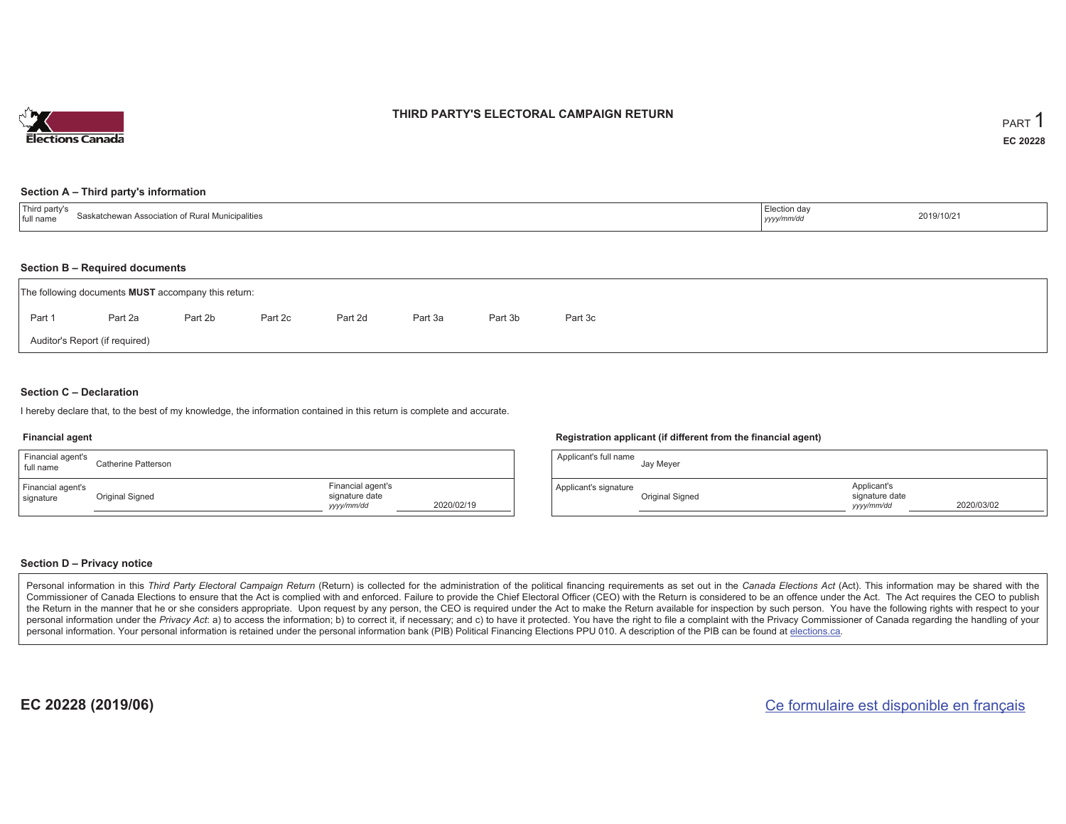# THIRD PARTY'S ELECTORAL CAMPAIGN RETURN

PART 1

EC 20228

## Section A – Third party's information

| Third party's full name | Saskatchewan Association of Rural Municipalities | Election day *yyyy/mm/dd* | 2019/10/21 |
| --- | --- | --- | --- |

## Section B – Required documents

The following documents **MUST** accompany this return:

Part 1 Part 2a Part 2b Part 2c Part 2d Part 3a Part 3b Part 3c

Auditor's Report (if required)

## Section C – Declaration

I hereby declare that, to the best of my knowledge, the information contained in this return is complete and accurate.

### Financial agent

| Financial agent's full name | Catherine Patterson | | |
| --- | --- | --- | --- |
| Financial agent's signature | Original Signed | Financial agent's signature date *yyyy/mm/dd* | 2020/02/19 |

### Registration applicant (if different from the financial agent)

| Applicant's full name | Jay Meyer | | |
| --- | --- | --- | --- |
| Applicant's signature | Original Signed | Applicant's signature date *yyyy/mm/dd* | 2020/03/02 |

## Section D – Privacy notice

Personal information in this *Third Party Electoral Campaign Return* (Return) is collected for the administration of the political financing requirements as set out in the *Canada Elections Act* (Act). This information may be shared with the Commissioner of Canada Elections to ensure that the Act is complied with and enforced. Failure to provide the Chief Electoral Officer (CEO) with the Return is considered to be an offence under the Act. The Act requires the CEO to publish the Return in the manner that he or she considers appropriate. Upon request by any person, the CEO is required under the Act to make the Return available for inspection by such person. You have the following rights with respect to your personal information under the *Privacy Act*: a) to access the information; b) to correct it, if necessary; and c) to have it protected. You have the right to file a complaint with the Privacy Commissioner of Canada regarding the handling of your personal information. Your personal information is retained under the personal information bank (PIB) Political Financing Elections PPU 010. A description of the PIB can be found at elections.ca.

EC 20228 (2019/06)

Ce formulaire est disponible en français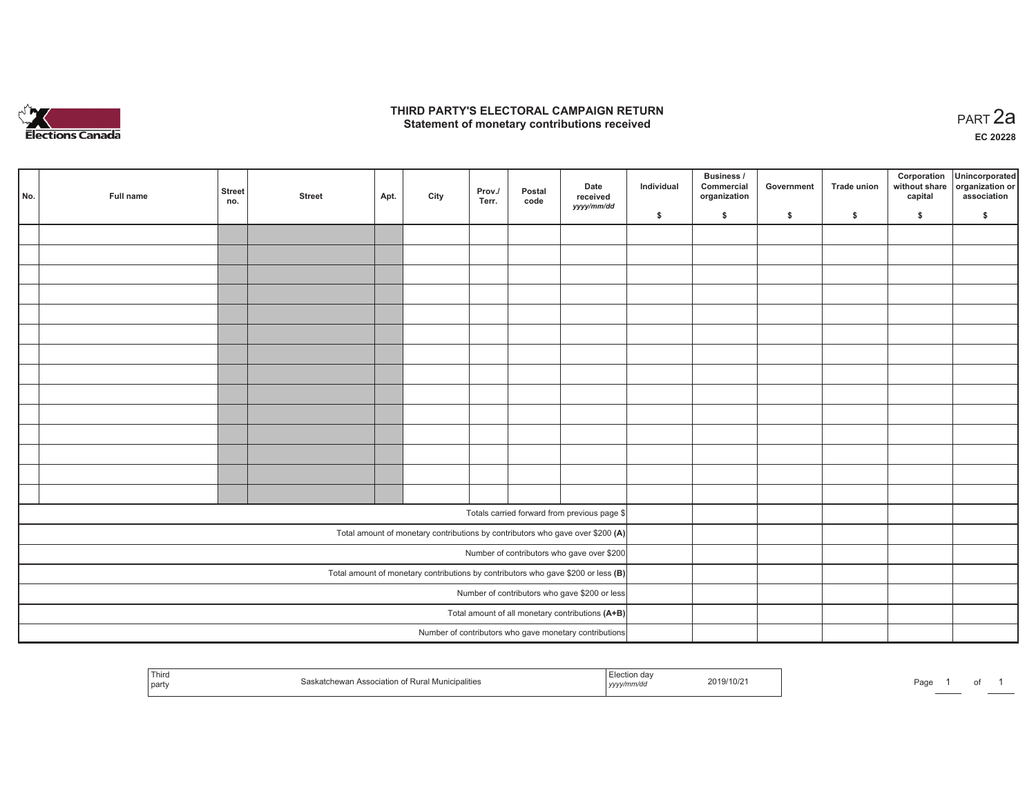# THIRD PARTY'S ELECTORAL CAMPAIGN RETURN
## Statement of monetary contributions received

PART 2a

EC 20228

| No. | Full name | Street no. | Street | Apt. | City | Prov./ Terr. | Postal code | Date received yyyy/mm/dd | Individual $ | Business / Commercial organization $ | Government $ | Trade union $ | Corporation without share capital $ | Unincorporated organization or association $ |
|---|---|---|---|---|---|---|---|---|---|---|---|---|---|---|
| | | | | | | | | | | | | | | |
| | | | | | | | | | | | | | | |
| | | | | | | | | | | | | | | |
| | | | | | | | | | | | | | | |
| | | | | | | | | | | | | | | |
| | | | | | | | | | | | | | | |
| | | | | | | | | | | | | | | |
| | | | | | | | | | | | | | | |
| | | | | | | | | | | | | | | |
| | | | | | | | | | | | | | | |
| | | | | | | | | | | | | | | |
| | | | | | | | | | | | | | | |
| | | | | | | | | | | | | | | |
| | | | | | | | | | | | | | | |
| Totals carried forward from previous page $ | | | | | | | | | | | | | | |
| Total amount of monetary contributions by contributors who gave over $200 (A) | | | | | | | | | | | | | | |
| Number of contributors who gave over $200 | | | | | | | | | | | | | | |
| Total amount of monetary contributions by contributors who gave $200 or less (B) | | | | | | | | | | | | | | |
| Number of contributors who gave $200 or less | | | | | | | | | | | | | | |
| Total amount of all monetary contributions (A+B) | | | | | | | | | | | | | | |
| Number of contributors who gave monetary contributions | | | | | | | | | | | | | | |

| Third party | Saskatchewan Association of Rural Municipalities | Election day yyyy/mm/dd | 2019/10/21 |
|---|---|---|---|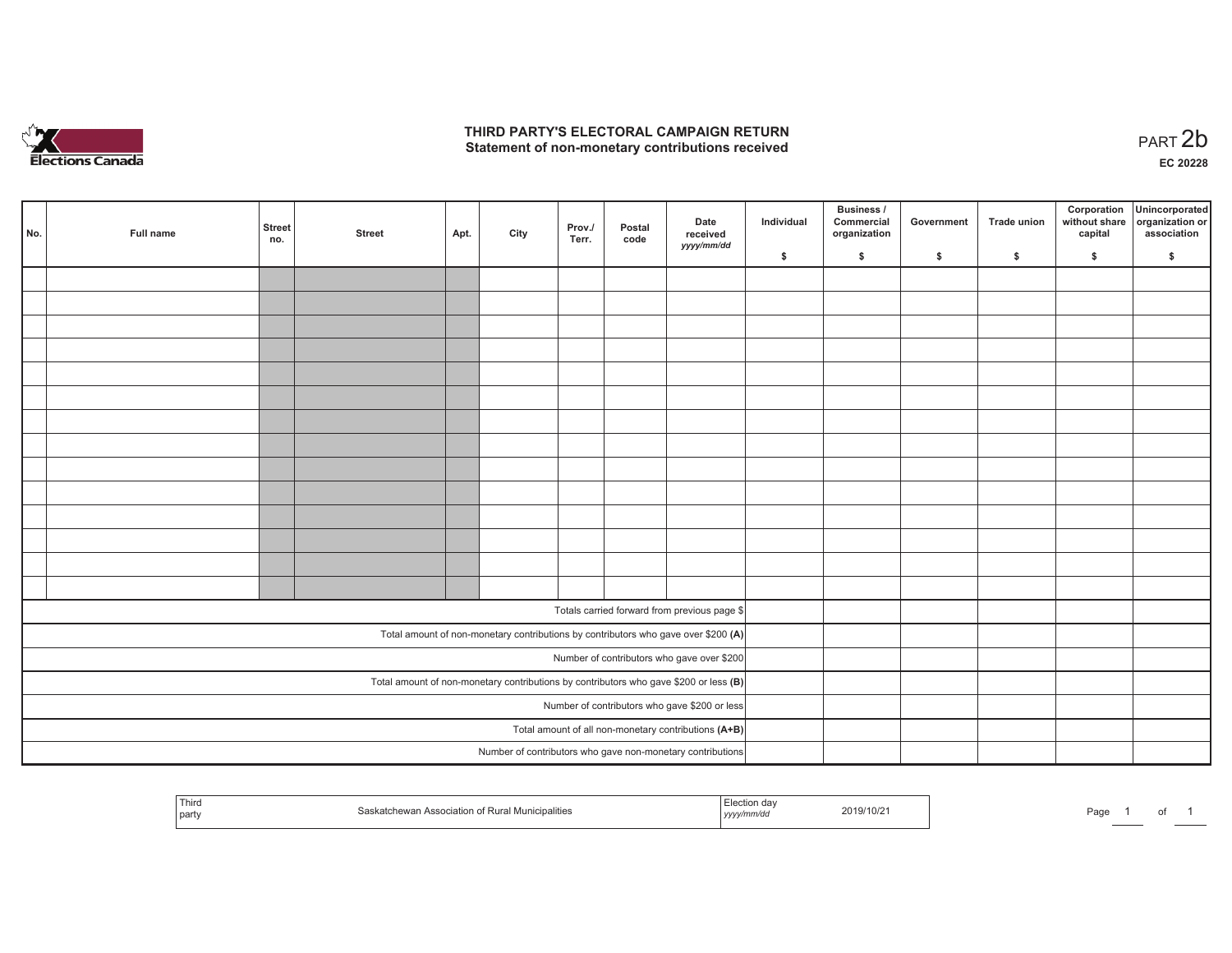# THIRD PARTY'S ELECTORAL CAMPAIGN RETURN
## Statement of non-monetary contributions received

PART 2b

EC 20228

| No. | Full name | Street no. | Street | Apt. | City | Prov./Terr. | Postal code | Date received yyyy/mm/dd | Individual $ | Business / Commercial organization $ | Government $ | Trade union $ | Corporation without share capital $ | Unincorporated organization or association $ |
|---|---|---|---|---|---|---|---|---|---|---|---|---|---|---|
| | | | | | | | | | | | | | | |
| | | | | | | | | | | | | | | |
| | | | | | | | | | | | | | | |
| | | | | | | | | | | | | | | |
| | | | | | | | | | | | | | | |
| | | | | | | | | | | | | | | |
| | | | | | | | | | | | | | | |
| | | | | | | | | | | | | | | |
| | | | | | | | | | | | | | | |
| | | | | | | | | | | | | | | |
| | | | | | | | | | | | | | | |
| | | | | | | | | | | | | | | |
| | | | | | | | | | | | | | | |
| | | | | | | | | | | | | | | |
| | | | | | | | Totals carried forward from previous page $ | | | | | | | |
| | | | | | | | Total amount of non-monetary contributions by contributors who gave over $200 **(A)** | | | | | | | |
| | | | | | | | Number of contributors who gave over $200 | | | | | | | |
| | | | | | | | Total amount of non-monetary contributions by contributors who gave $200 or less **(B)** | | | | | | | |
| | | | | | | | Number of contributors who gave $200 or less | | | | | | | |
| | | | | | | | Total amount of all non-monetary contributions **(A+B)** | | | | | | | |
| | | | | | | | Number of contributors who gave non-monetary contributions | | | | | | | |

| Third party | Saskatchewan Association of Rural Municipalities | Election day yyyy/mm/dd | 2019/10/21 |
|---|---|---|---|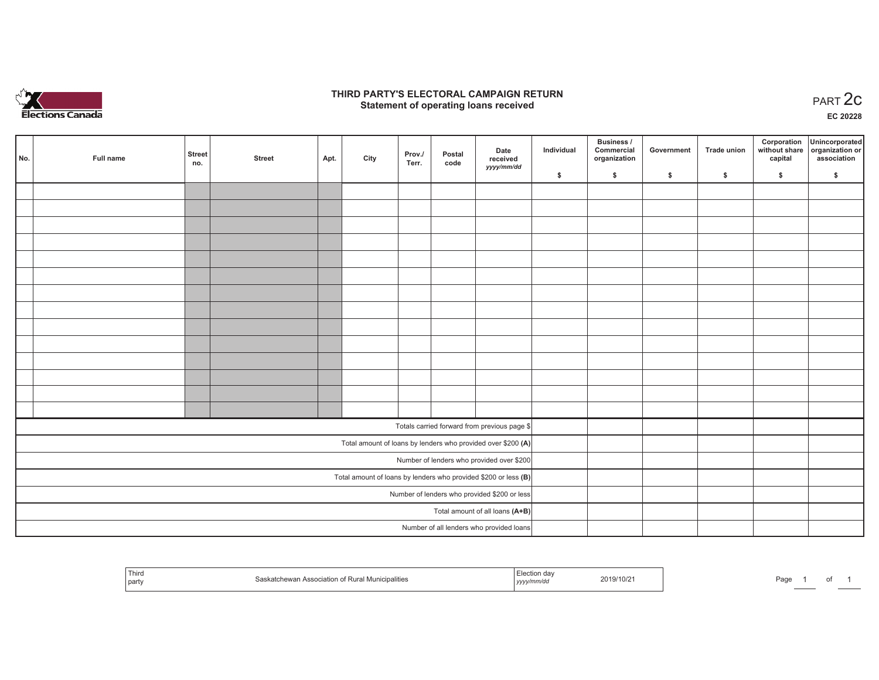# THIRD PARTY'S ELECTORAL CAMPAIGN RETURN
## Statement of operating loans received

PART 2c

EC 20228

| No. | Full name | Street no. | Street | Apt. | City | Prov./ Terr. | Postal code | Date received yyyy/mm/dd | Individual $ | Business / Commercial organization $ | Government $ | Trade union $ | Corporation without share capital $ | Unincorporated organization or association $ |
|---|---|---|---|---|---|---|---|---|---|---|---|---|---|---|
| | | | | | | | | | | | | | | |
| | | | | | | | | | | | | | | |
| | | | | | | | | | | | | | | |
| | | | | | | | | | | | | | | |
| | | | | | | | | | | | | | | |
| | | | | | | | | | | | | | | |
| | | | | | | | | | | | | | | |
| | | | | | | | | | | | | | | |
| | | | | | | | | | | | | | | |
| | | | | | | | | | | | | | | |
| | | | | | | | | | | | | | | |
| | | | | | | | | | | | | | | |
| | | | | | | | | | | | | | | |
| | | | | | | | | | | | | | | |
| Totals carried forward from previous page $ | | | | | | | | | | | | | | |
| Total amount of loans by lenders who provided over $200 **(A)** | | | | | | | | | | | | | | |
| Number of lenders who provided over $200 | | | | | | | | | | | | | | |
| Total amount of loans by lenders who provided $200 or less **(B)** | | | | | | | | | | | | | | |
| Number of lenders who provided $200 or less | | | | | | | | | | | | | | |
| Total amount of all loans **(A+B)** | | | | | | | | | | | | | | |
| Number of all lenders who provided loans | | | | | | | | | | | | | | |

| Third party | Saskatchewan Association of Rural Municipalities | Election day yyyy/mm/dd | 2019/10/21 |
|---|---|---|---|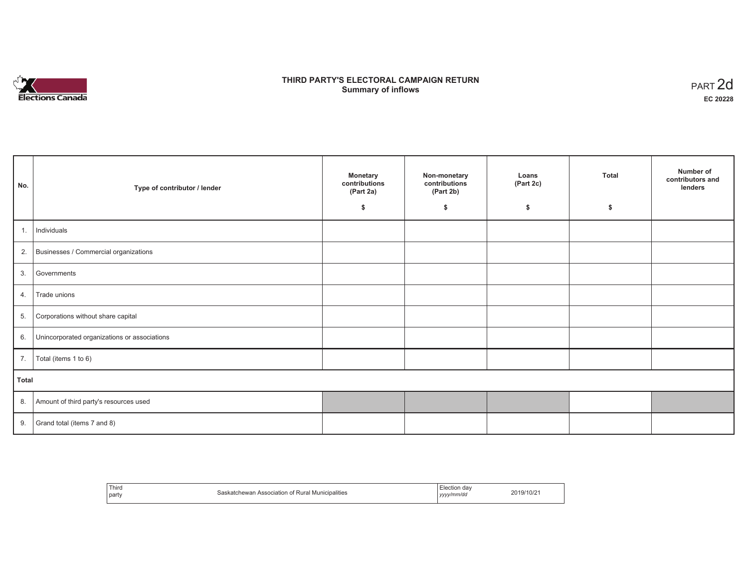# THIRD PARTY'S ELECTORAL CAMPAIGN RETURN
## Summary of inflows

PART 2d
**EC 20228**

| No. | Type of contributor / lender | Monetary contributions (Part 2a) $ | Non-monetary contributions (Part 2b) $ | Loans (Part 2c) $ | Total $ | Number of contributors and lenders |
|---|---|---|---|---|---|---|
| 1. | Individuals | | | | | |
| 2. | Businesses / Commercial organizations | | | | | |
| 3. | Governments | | | | | |
| 4. | Trade unions | | | | | |
| 5. | Corporations without share capital | | | | | |
| 6. | Unincorporated organizations or associations | | | | | |
| 7. | Total (items 1 to 6) | | | | | |
| **Total** | | | | | | |
| 8. | Amount of third party's resources used | | | | | |
| 9. | Grand total (items 7 and 8) | | | | | |

| Third party | Saskatchewan Association of Rural Municipalities | Election day *yyyy/mm/dd* | 2019/10/21 |
|---|---|---|---|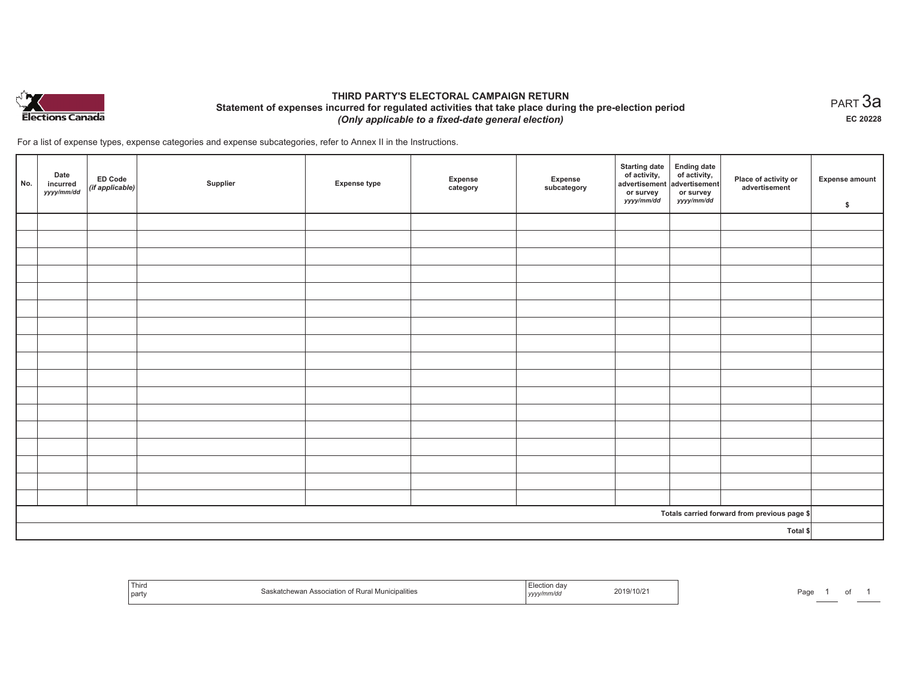# THIRD PARTY'S ELECTORAL CAMPAIGN RETURN

## Statement of expenses incurred for regulated activities that take place during the pre-election period

*(Only applicable to a fixed-date general election)*

PART 3a

**EC 20228**

For a list of expense types, expense categories and expense subcategories, refer to Annex II in the Instructions.

| No. | Date incurred *yyyy/mm/dd* | ED Code *(if applicable)* | Supplier | Expense type | Expense category | Expense subcategory | Starting date of activity, advertisement or survey *yyyy/mm/dd* | Ending date of activity, advertisement or survey *yyyy/mm/dd* | Place of activity or advertisement | Expense amount $ |
|---|---|---|---|---|---|---|---|---|---|---|
| | | | | | | | | | | |
| | | | | | | | | | | |
| | | | | | | | | | | |
| | | | | | | | | | | |
| | | | | | | | | | | |
| | | | | | | | | | | |
| | | | | | | | | | | |
| | | | | | | | | | | |
| | | | | | | | | | | |
| | | | | | | | | | | |
| | | | | | | | | | | |
| | | | | | | | | | | |
| | | | | | | | | | | |
| | | | | | | | | | | |
| | | | | | | | | | | |
| | | | | | | | | | | |
| | | | | | | | | | | |
| | | | | | | | | | Totals carried forward from previous page $ | |
| | | | | | | | | | Total $ | |

| Third party | Saskatchewan Association of Rural Municipalities | Election day *yyyy/mm/dd* | 2019/10/21 |
|---|---|---|---|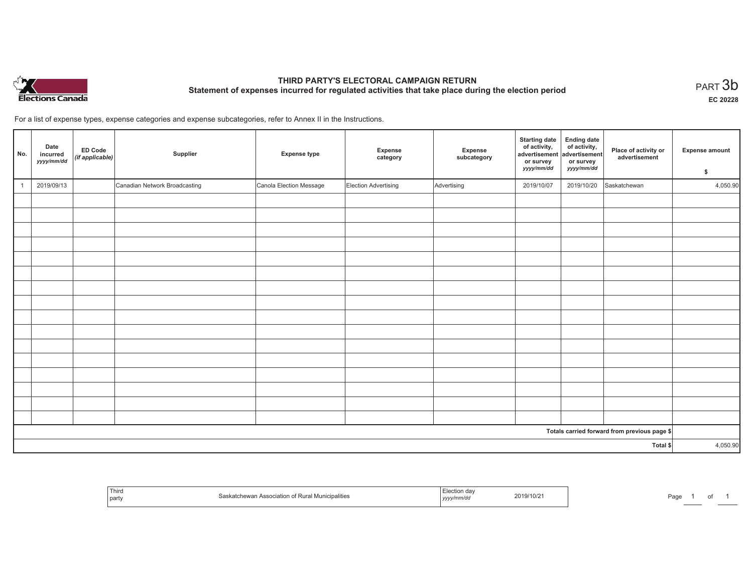**THIRD PARTY'S ELECTORAL CAMPAIGN RETURN**
**Statement of expenses incurred for regulated activities that take place during the election period**

PART 3b

**EC 20228**

For a list of expense types, expense categories and expense subcategories, refer to Annex II in the Instructions.

| No. | Date incurred *yyyy/mm/dd* | ED Code *(if applicable)* | Supplier | Expense type | Expense category | Expense subcategory | Starting date of activity, advertisement or survey *yyyy/mm/dd* | Ending date of activity, advertisement or survey *yyyy/mm/dd* | Place of activity or advertisement | Expense amount $ |
|---|---|---|---|---|---|---|---|---|---|---|
| 1 | 2019/09/13 | | Canadian Network Broadcasting | Canola Election Message | Election Advertising | Advertising | 2019/10/07 | 2019/10/20 | Saskatchewan | 4,050.90 |
| | | | | | | | | | | |
| | | | | | | | | | | |
| | | | | | | | | | | |
| | | | | | | | | | | |
| | | | | | | | | | | |
| | | | | | | | | | | |
| | | | | | | | | | | |
| | | | | | | | | | | |
| | | | | | | | | | | |
| | | | | | | | | | | |
| | | | | | | | | | | |
| | | | | | | | | | | |
| | | | | | | | | | | |
| | | | | | | | | | | |
| | | | | | | | | | | |
| | | | | | | | | | | |
| | | | | | | | | | Totals carried forward from previous page $ | |
| | | | | | | | | | Total $ | 4,050.90 |

| Third party | Saskatchewan Association of Rural Municipalities | Election day *yyyy/mm/dd* | 2019/10/21 |
|---|---|---|---|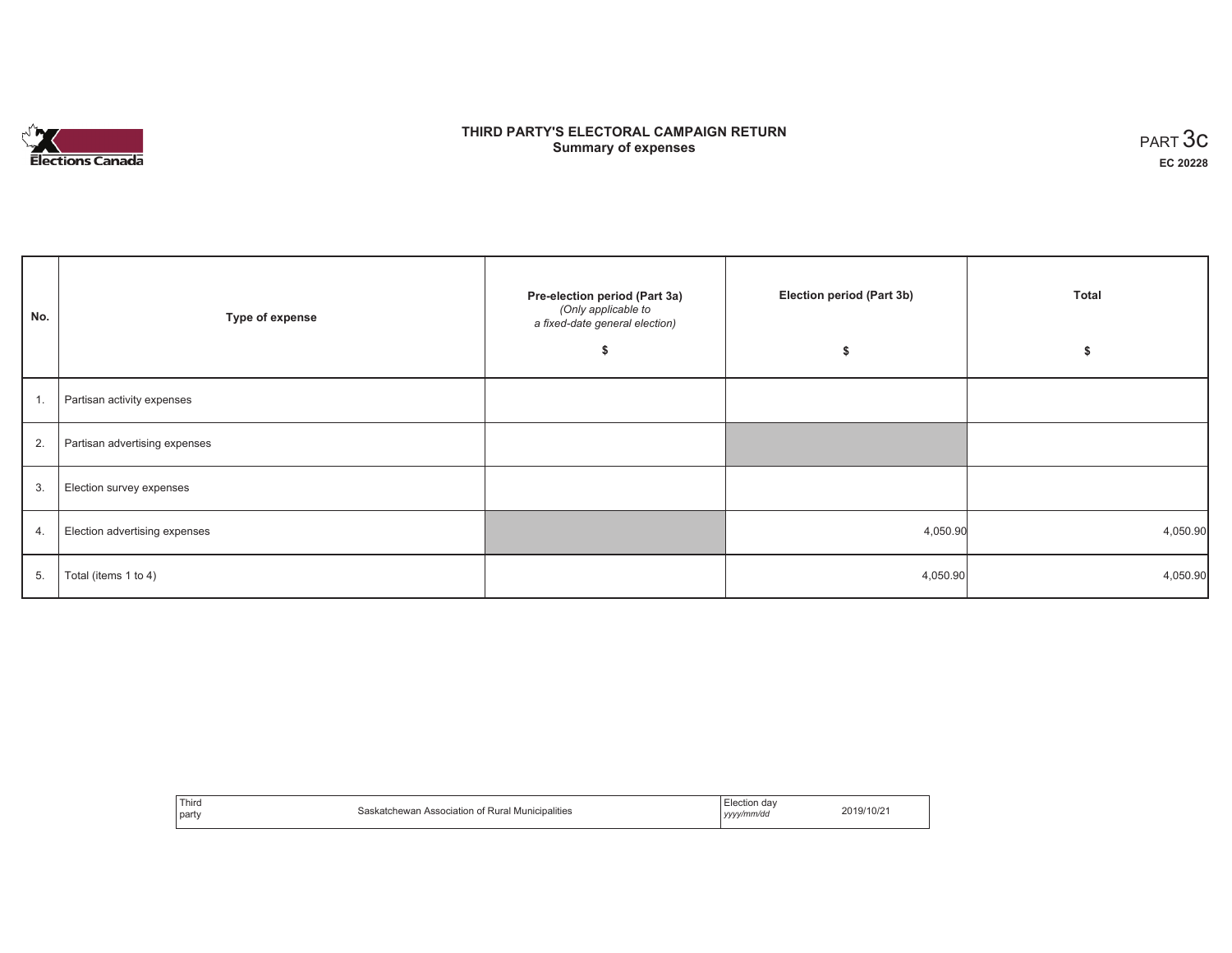# THIRD PARTY'S ELECTORAL CAMPAIGN RETURN
## Summary of expenses

PART 3c

**EC 20228**

| No. | Type of expense | Pre-election period (Part 3a) *(Only applicable to a fixed-date general election)* $ | Election period (Part 3b) $ | Total $ |
|---|---|---|---|---|
| 1. | Partisan activity expenses | | | |
| 2. | Partisan advertising expenses | | | |
| 3. | Election survey expenses | | | |
| 4. | Election advertising expenses | | 4,050.90 | 4,050.90 |
| 5. | Total (items 1 to 4) | | 4,050.90 | 4,050.90 |

| Third party | Saskatchewan Association of Rural Municipalities | Election day *yyyy/mm/dd* | 2019/10/21 |
|---|---|---|---|